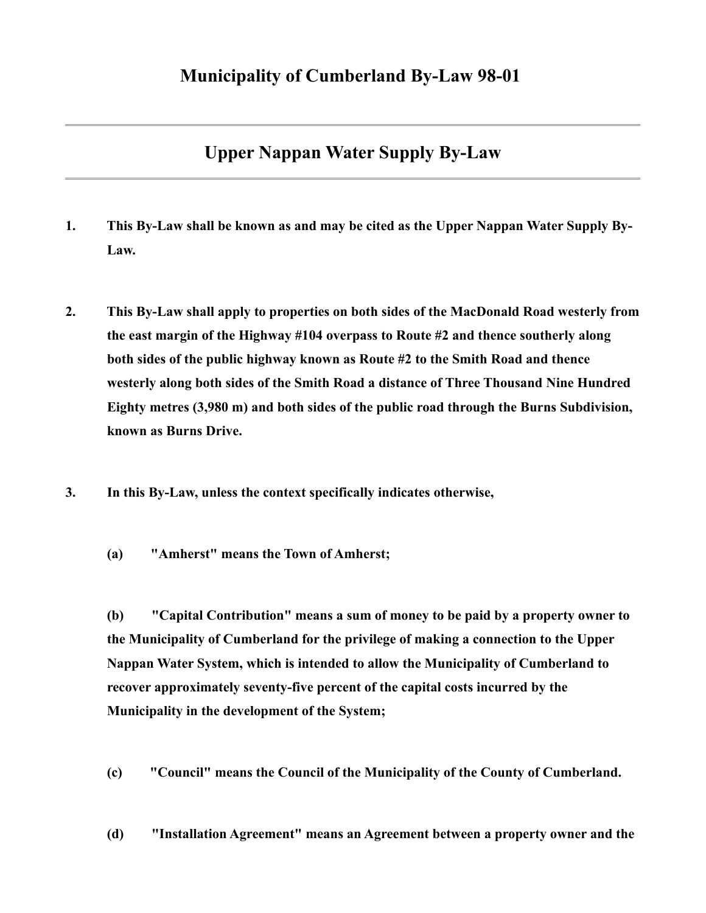# Municipality of Cumberland By-Law 98-01

---

## Upper Nappan Water Supply By-Law

---

**1. This By-Law shall be known as and may be cited as the Upper Nappan Water Supply By-Law.**

**2. This By-Law shall apply to properties on both sides of the MacDonald Road westerly from the east margin of the Highway #104 overpass to Route #2 and thence southerly along both sides of the public highway known as Route #2 to the Smith Road and thence westerly along both sides of the Smith Road a distance of Three Thousand Nine Hundred Eighty metres (3,980 m) and both sides of the public road through the Burns Subdivision, known as Burns Drive.**

**3. In this By-Law, unless the context specifically indicates otherwise,**

**(a) "Amherst" means the Town of Amherst;**

**(b) "Capital Contribution" means a sum of money to be paid by a property owner to the Municipality of Cumberland for the privilege of making a connection to the Upper Nappan Water System, which is intended to allow the Municipality of Cumberland to recover approximately seventy-five percent of the capital costs incurred by the Municipality in the development of the System;**

**(c) "Council" means the Council of the Municipality of the County of Cumberland.**

**(d) "Installation Agreement" means an Agreement between a property owner and the**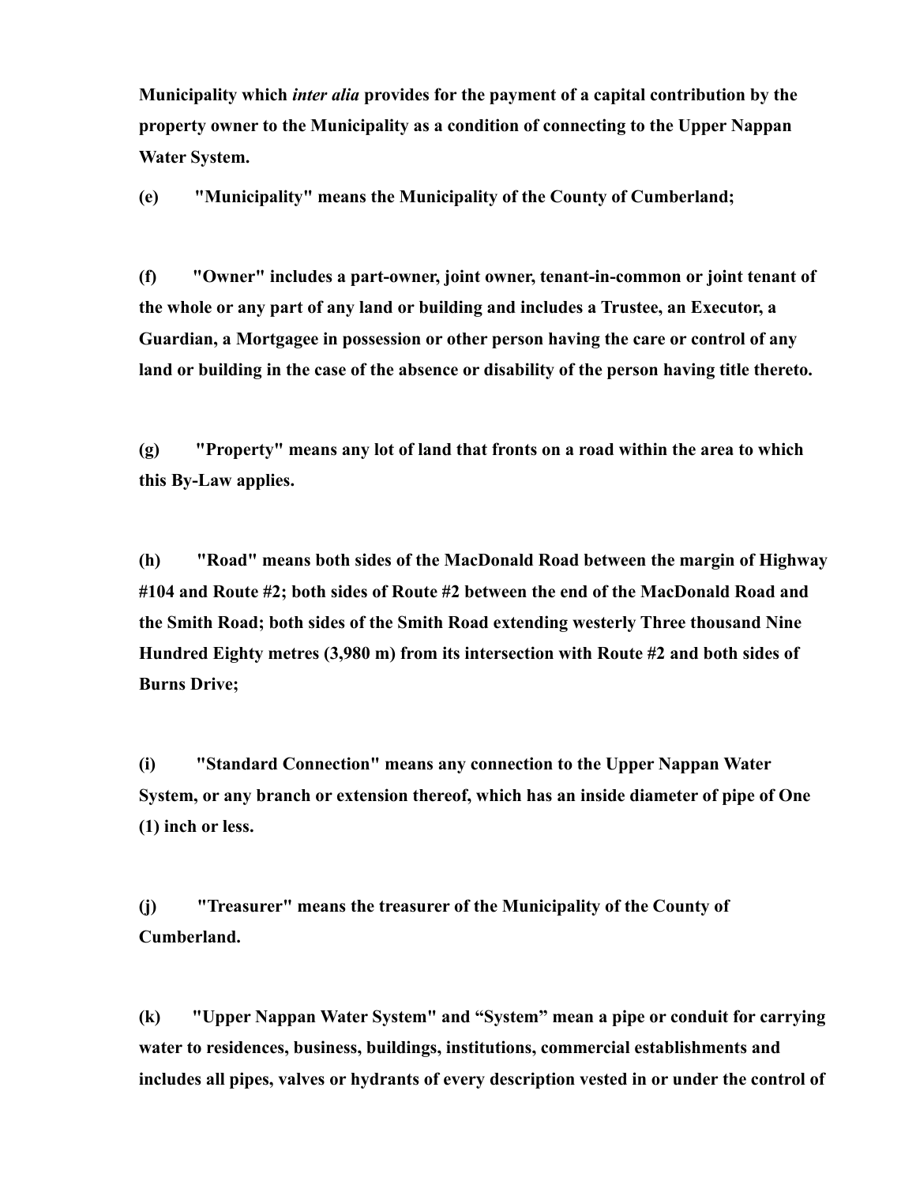**Municipality which *inter alia* provides for the payment of a capital contribution by the property owner to the Municipality as a condition of connecting to the Upper Nappan Water System.**

**(e) "Municipality" means the Municipality of the County of Cumberland;**

**(f) "Owner" includes a part-owner, joint owner, tenant-in-common or joint tenant of the whole or any part of any land or building and includes a Trustee, an Executor, a Guardian, a Mortgagee in possession or other person having the care or control of any land or building in the case of the absence or disability of the person having title thereto.**

**(g) "Property" means any lot of land that fronts on a road within the area to which this By-Law applies.**

**(h) "Road" means both sides of the MacDonald Road between the margin of Highway #104 and Route #2; both sides of Route #2 between the end of the MacDonald Road and the Smith Road; both sides of the Smith Road extending westerly Three thousand Nine Hundred Eighty metres (3,980 m) from its intersection with Route #2 and both sides of Burns Drive;**

**(i) "Standard Connection" means any connection to the Upper Nappan Water System, or any branch or extension thereof, which has an inside diameter of pipe of One (1) inch or less.**

**(j) "Treasurer" means the treasurer of the Municipality of the County of Cumberland.**

**(k) "Upper Nappan Water System" and "System" mean a pipe or conduit for carrying water to residences, business, buildings, institutions, commercial establishments and includes all pipes, valves or hydrants of every description vested in or under the control of**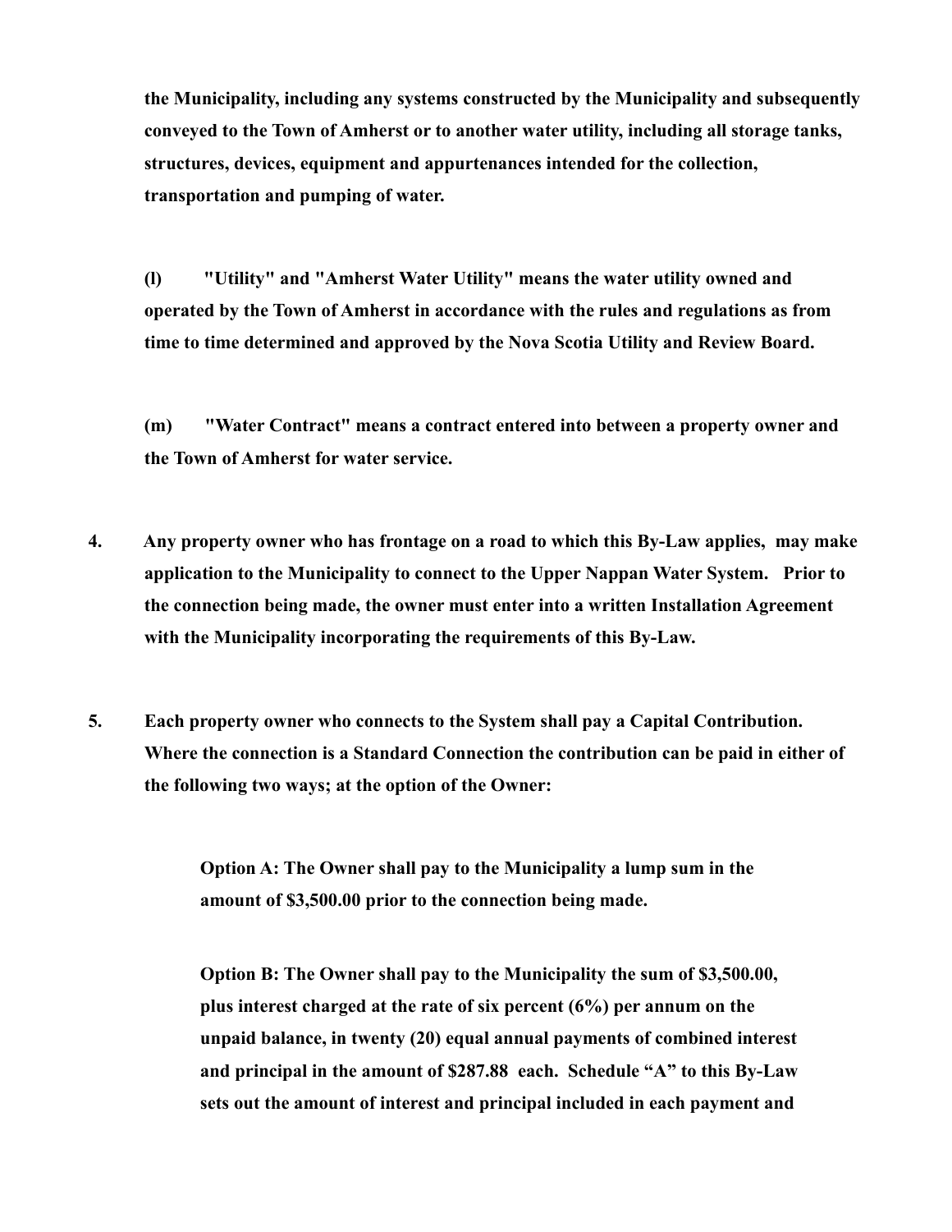**the Municipality, including any systems constructed by the Municipality and subsequently conveyed to the Town of Amherst or to another water utility, including all storage tanks, structures, devices, equipment and appurtenances intended for the collection, transportation and pumping of water.**

**(l) "Utility" and "Amherst Water Utility" means the water utility owned and operated by the Town of Amherst in accordance with the rules and regulations as from time to time determined and approved by the Nova Scotia Utility and Review Board.**

**(m) "Water Contract" means a contract entered into between a property owner and the Town of Amherst for water service.**

**4. Any property owner who has frontage on a road to which this By-Law applies, may make application to the Municipality to connect to the Upper Nappan Water System. Prior to the connection being made, the owner must enter into a written Installation Agreement with the Municipality incorporating the requirements of this By-Law.**

**5. Each property owner who connects to the System shall pay a Capital Contribution. Where the connection is a Standard Connection the contribution can be paid in either of the following two ways; at the option of the Owner:**

> **Option A: The Owner shall pay to the Municipality a lump sum in the amount of $3,500.00 prior to the connection being made.**
>
> **Option B: The Owner shall pay to the Municipality the sum of $3,500.00, plus interest charged at the rate of six percent (6%) per annum on the unpaid balance, in twenty (20) equal annual payments of combined interest and principal in the amount of $287.88 each. Schedule "A" to this By-Law sets out the amount of interest and principal included in each payment and**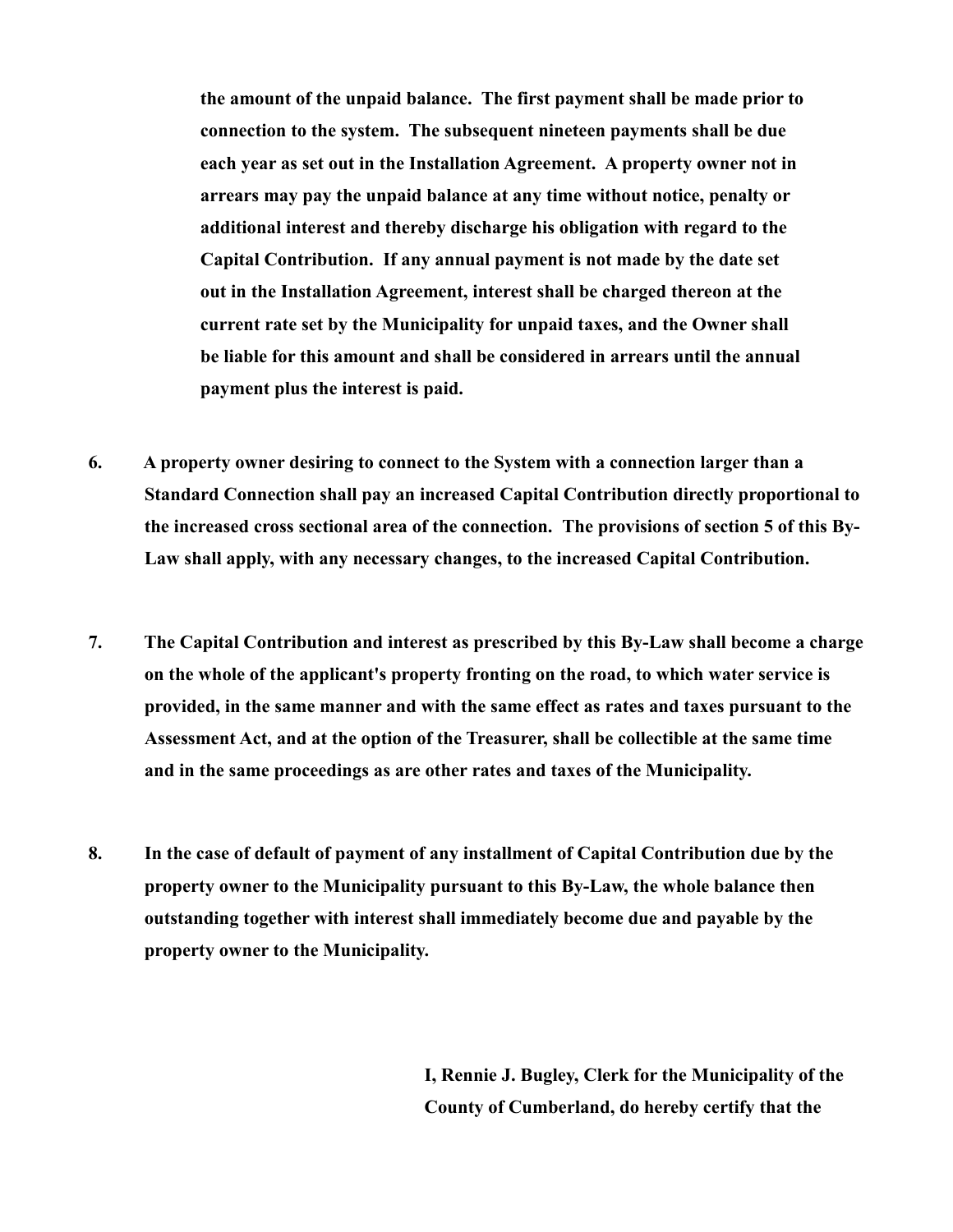**the amount of the unpaid balance. The first payment shall be made prior to connection to the system. The subsequent nineteen payments shall be due each year as set out in the Installation Agreement. A property owner not in arrears may pay the unpaid balance at any time without notice, penalty or additional interest and thereby discharge his obligation with regard to the Capital Contribution. If any annual payment is not made by the date set out in the Installation Agreement, interest shall be charged thereon at the current rate set by the Municipality for unpaid taxes, and the Owner shall be liable for this amount and shall be considered in arrears until the annual payment plus the interest is paid.**

**6. A property owner desiring to connect to the System with a connection larger than a Standard Connection shall pay an increased Capital Contribution directly proportional to the increased cross sectional area of the connection. The provisions of section 5 of this By-Law shall apply, with any necessary changes, to the increased Capital Contribution.**

**7. The Capital Contribution and interest as prescribed by this By-Law shall become a charge on the whole of the applicant's property fronting on the road, to which water service is provided, in the same manner and with the same effect as rates and taxes pursuant to the Assessment Act, and at the option of the Treasurer, shall be collectible at the same time and in the same proceedings as are other rates and taxes of the Municipality.**

**8. In the case of default of payment of any installment of Capital Contribution due by the property owner to the Municipality pursuant to this By-Law, the whole balance then outstanding together with interest shall immediately become due and payable by the property owner to the Municipality.**

**I, Rennie J. Bugley, Clerk for the Municipality of the County of Cumberland, do hereby certify that the**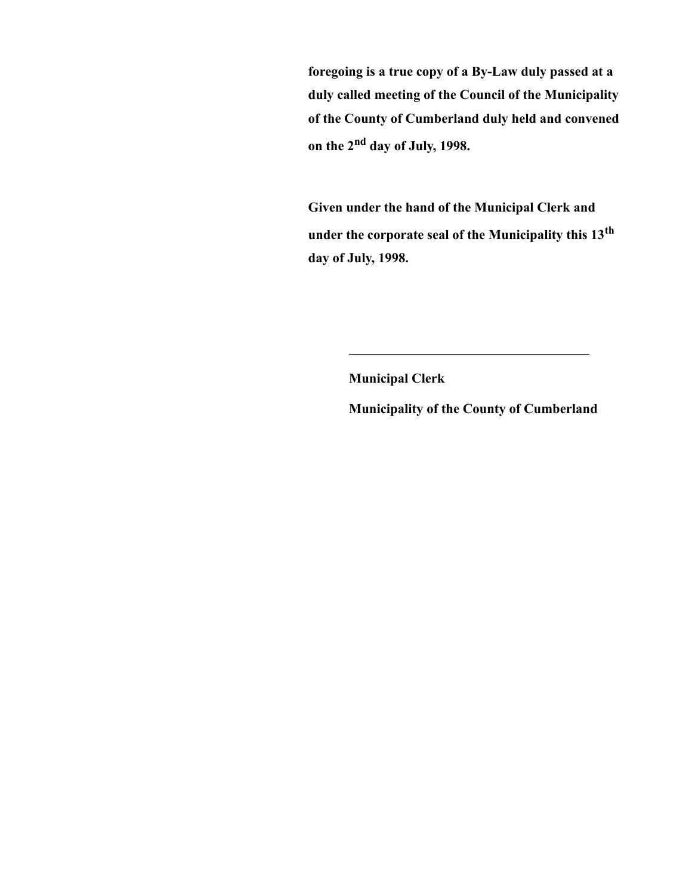**foregoing is a true copy of a By-Law duly passed at a duly called meeting of the Council of the Municipality of the County of Cumberland duly held and convened on the 2nd day of July, 1998.**

**Given under the hand of the Municipal Clerk and under the corporate seal of the Municipality this 13th day of July, 1998.**

\_\_\_\_\_\_\_\_\_\_\_\_\_\_\_\_\_\_\_\_\_\_\_\_\_\_\_\_\_\_\_\_\_\_\_\_\_\_

**Municipal Clerk**

**Municipality of the County of Cumberland**